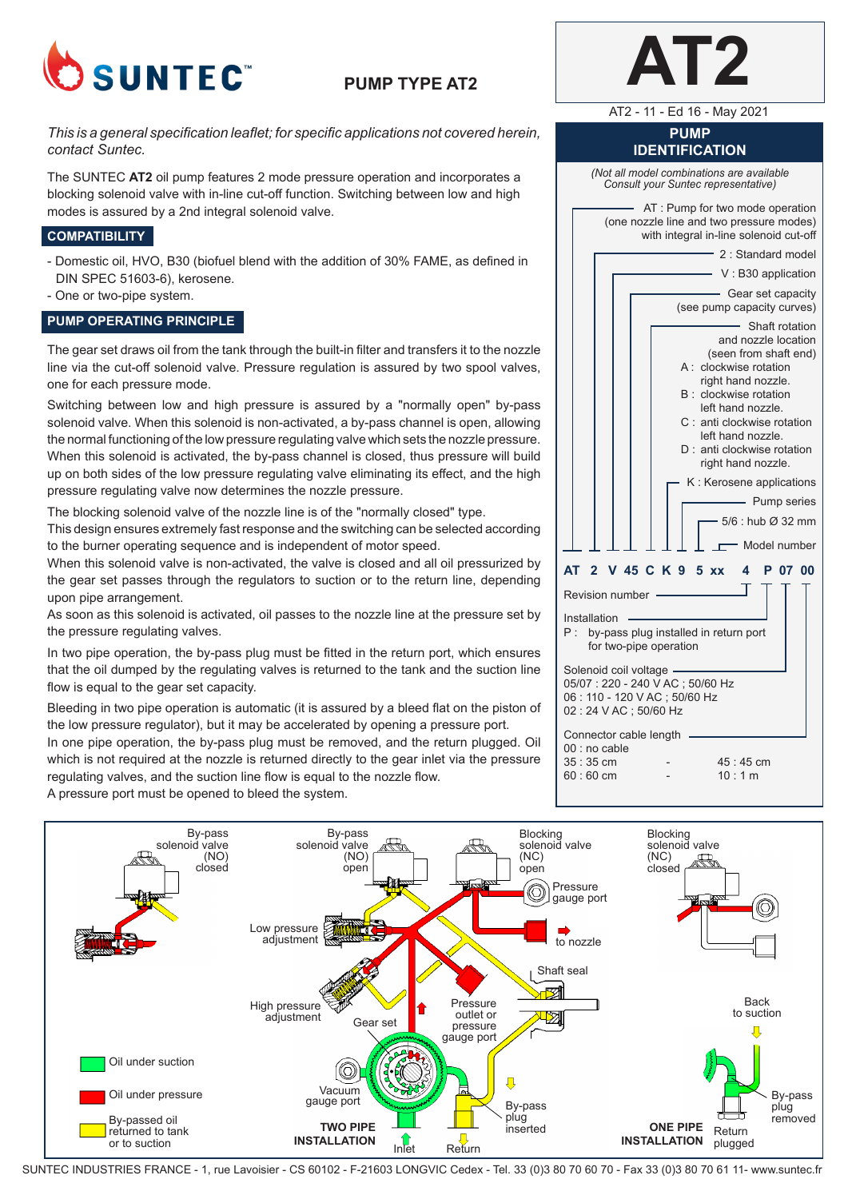# SUNTEC

## PUMP TYPE AT2

# AT2

AT2 - 11 - Ed 16 - May 2021

*This is a general specification leaflet; for specific applications not covered herein, contact Suntec.*

The SUNTEC **AT2** oil pump features 2 mode pressure operation and incorporates a blocking solenoid valve with in-line cut-off function. Switching between low and high modes is assured by a 2nd integral solenoid valve.

### COMPATIBILITY

- Domestic oil, HVO, B30 (biofuel blend with the addition of 30% FAME, as defined in DIN SPEC 51603-6), kerosene.
- One or two-pipe system.

### PUMP OPERATING PRINCIPLE

The gear set draws oil from the tank through the built-in filter and transfers it to the nozzle line via the cut-off solenoid valve. Pressure regulation is assured by two spool valves, one for each pressure mode.

Switching between low and high pressure is assured by a "normally open" by-pass solenoid valve. When this solenoid is non-activated, a by-pass channel is open, allowing the normal functioning of the low pressure regulating valve which sets the nozzle pressure. When this solenoid is activated, the by-pass channel is closed, thus pressure will build up on both sides of the low pressure regulating valve eliminating its effect, and the high pressure regulating valve now determines the nozzle pressure.

The blocking solenoid valve of the nozzle line is of the "normally closed" type.
This design ensures extremely fast response and the switching can be selected according to the burner operating sequence and is independent of motor speed.
When this solenoid valve is non-activated, the valve is closed and all oil pressurized by the gear set passes through the regulators to suction or to the return line, depending upon pipe arrangement.
As soon as this solenoid is activated, oil passes to the nozzle line at the pressure set by the pressure regulating valves.

In two pipe operation, the by-pass plug must be fitted in the return port, which ensures that the oil dumped by the regulating valves is returned to the tank and the suction line flow is equal to the gear set capacity.

Bleeding in two pipe operation is automatic (it is assured by a bleed flat on the piston of the low pressure regulator), but it may be accelerated by opening a pressure port.
In one pipe operation, the by-pass plug must be removed, and the return plugged. Oil which is not required at the nozzle is returned directly to the gear inlet via the pressure regulating valves, and the suction line flow is equal to the nozzle flow.
A pressure port must be opened to bleed the system.

### PUMP IDENTIFICATION

*(Not all model combinations are available Consult your Suntec representative)*

**AT 2 V 45 C K 9 5 xx 4 P 07 00**

- AT : Pump for two mode operation (one nozzle line and two pressure modes) with integral in-line solenoid cut-off
- 2 : Standard model
- V : B30 application
- Gear set capacity (see pump capacity curves)
- Shaft rotation and nozzle location (seen from shaft end)
  - A : clockwise rotation right hand nozzle.
  - B : clockwise rotation left hand nozzle.
  - C : anti clockwise rotation left hand nozzle.
  - D : anti clockwise rotation right hand nozzle.
- K : Kerosene applications
- Pump series
- 5/6 : hub Ø 32 mm
- Model number
- Revision number
- Installation
  - P : by-pass plug installed in return port for two-pipe operation
- Solenoid coil voltage
  - 05/07 : 220 - 240 V AC ; 50/60 Hz
  - 06 : 110 - 120 V AC ; 50/60 Hz
  - 02 : 24 V AC ; 50/60 Hz
- Connector cable length
  - 00 : no cable
  - 35 : 35 cm - 45 : 45 cm
  - 60 : 60 cm - 10 : 1 m

By-pass solenoid valve (NO) closed — By-pass solenoid valve (NO) open — Blocking solenoid valve (NC) open — Blocking solenoid valve (NC) closed — Pressure gauge port — to nozzle — Low pressure adjustment — Shaft seal — High pressure adjustment — Gear set — Pressure outlet or pressure gauge port — Back to suction — Vacuum gauge port — By-pass plug inserted — By-pass plug removed — Inlet — Return — Return plugged

Oil under suction — Oil under pressure — By-passed oil returned to tank or to suction

**TWO PIPE INSTALLATION** — **ONE PIPE INSTALLATION**

SUNTEC INDUSTRIES FRANCE - 1, rue Lavoisier - CS 60102 - F-21603 LONGVIC Cedex - Tel. 33 (0)3 80 70 60 70 - Fax 33 (0)3 80 70 61 11- www.suntec.fr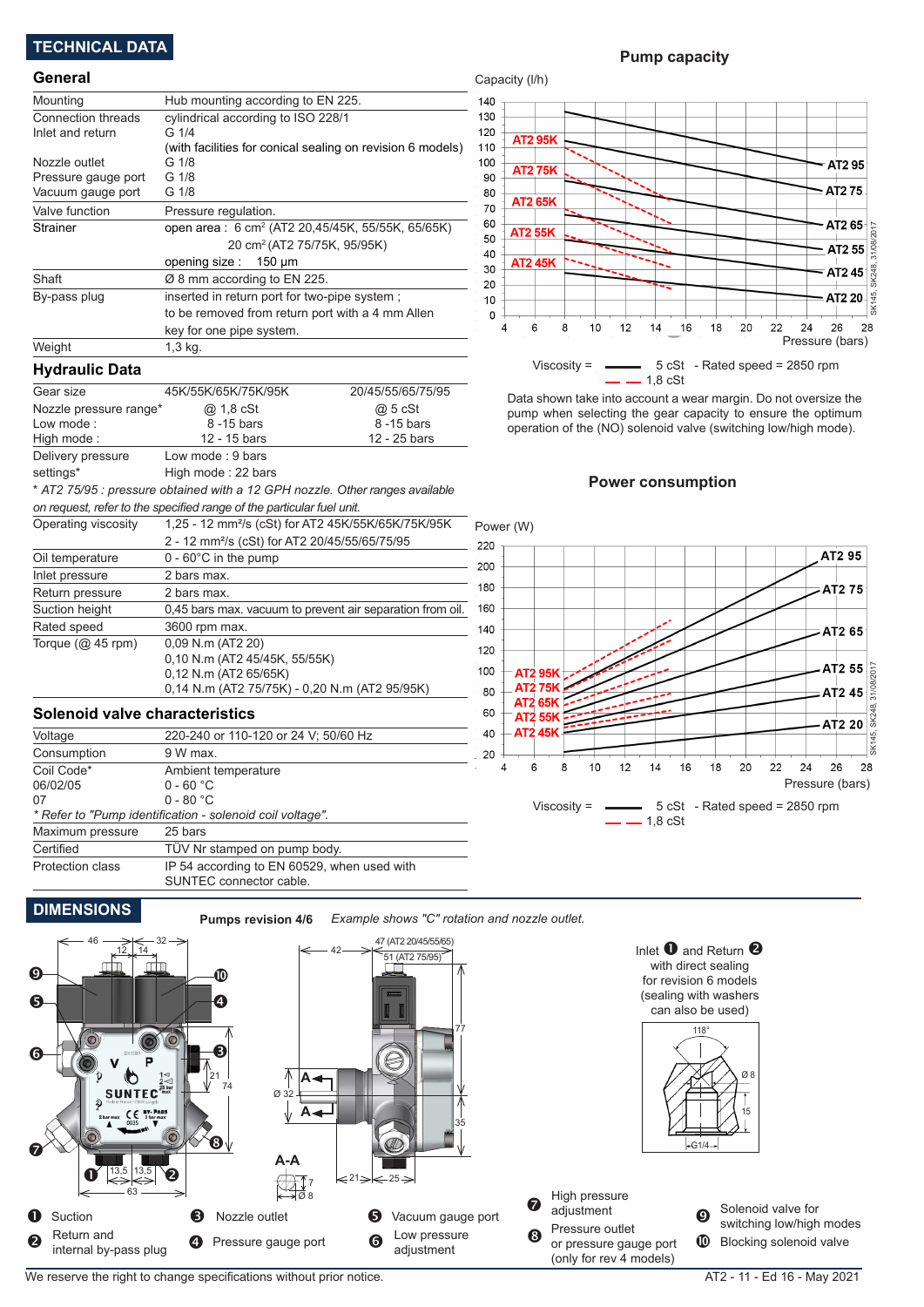# TECHNICAL DATA

## General

| | |
|---|---|
| Mounting | Hub mounting according to EN 225. |
| Connection threads | cylindrical according to ISO 228/1 |
| Inlet and return | G 1/4 |
| | (with facilities for conical sealing on revision 6 models) |
| Nozzle outlet | G 1/8 |
| Pressure gauge port | G 1/8 |
| Vacuum gauge port | G 1/8 |
| Valve function | Pressure regulation. |
| Strainer | open area : 6 cm² (AT2 20,45/45K, 55/55K, 65/65K) |
| | 20 cm² (AT2 75/75K, 95/95K) |
| | opening size : 150 µm |
| Shaft | Ø 8 mm according to EN 225. |
| By-pass plug | inserted in return port for two-pipe system ; to be removed from return port with a 4 mm Allen key for one pipe system. |
| Weight | 1,3 kg. |

## Hydraulic Data

| | | |
|---|---|---|
| Gear size | 45K/55K/65K/75K/95K | 20/45/55/65/75/95 |
| Nozzle pressure range* | @ 1,8 cSt | @ 5 cSt |
| Low mode : | 8 -15 bars | 8 -15 bars |
| High mode : | 12 - 15 bars | 12 - 25 bars |
| Delivery pressure settings* | Low mode : 9 bars<br>High mode : 22 bars | |

*\* AT2 75/95 : pressure obtained with a 12 GPH nozzle. Other ranges available on request, refer to the specified range of the particular fuel unit.*

| | |
|---|---|
| Operating viscosity | 1,25 - 12 mm²/s (cSt) for AT2 45K/55K/65K/75K/95K |
| | 2 - 12 mm²/s (cSt) for AT2 20/45/55/65/75/95 |
| Oil temperature | 0 - 60°C in the pump |
| Inlet pressure | 2 bars max. |
| Return pressure | 2 bars max. |
| Suction height | 0,45 bars max. vacuum to prevent air separation from oil. |
| Rated speed | 3600 rpm max. |
| Torque (@ 45 rpm) | 0,09 N.m (AT2 20) |
| | 0,10 N.m (AT2 45/45K, 55/55K) |
| | 0,12 N.m (AT2 65/65K) |
| | 0,14 N.m (AT2 75/75K) - 0,20 N.m (AT2 95/95K) |

## Solenoid valve characteristics

| | |
|---|---|
| Voltage | 220-240 or 110-120 or 24 V; 50/60 Hz |
| Consumption | 9 W max. |
| Coil Code* | Ambient temperature |
| 06/02/05 | 0 - 60 °C |
| 07 | 0 - 80 °C |

*\* Refer to "Pump identification - solenoid coil voltage".*

| | |
|---|---|
| Maximum pressure | 25 bars |
| Certified | TÜV Nr stamped on pump body. |
| Protection class | IP 54 according to EN 60529, when used with SUNTEC connector cable. |

## Pump capacity

Capacity (l/h)

140 130 120 110 100 90 80 70 60 50 40 30 20 10 0

AT2 95K, AT2 75K, AT2 65K, AT2 55K, AT2 45K

AT2 95, AT2 75, AT2 65, AT2 55, AT2 45, AT2 20

4 6 8 10 12 14 16 18 20 22 24 26 28

Pressure (bars)

SK145, SK248, 31/08/2017

Viscosity = 5 cSt - Rated speed = 2850 rpm
1,8 cSt

Data shown take into account a wear margin. Do not oversize the pump when selecting the gear capacity to ensure the optimum operation of the (NO) solenoid valve (switching low/high mode).

## Power consumption

Power (W)

220 200 180 160 140 120 100 80 60 40 20

AT2 95K, AT2 75K, AT2 65K, AT2 55K, AT2 45K

AT2 95, AT2 75, AT2 65, AT2 55, AT2 45, AT2 20

4 6 8 10 12 14 16 18 20 22 24 26 28

Pressure (bars)

SK145, SK248, 31/08/2017

Viscosity = 5 cSt - Rated speed = 2850 rpm
1,8 cSt

# DIMENSIONS

**Pumps revision 4/6** *Example shows "C" rotation and nozzle outlet.*

46, 12, 14, 32, 21, 74, 13,5, 13,5, 63

42, 47 (AT2 20/45/55/65), 51 (AT2 75/95), 77, Ø 32, 35, 21, 25

A-A, 7, Ø 8

Inlet ❶ and Return ❷ with direct sealing for revision 6 models (sealing with washers can also be used)

118°, Ø 8, 15, G1/4

1. Suction
2. Return and internal by-pass plug
3. Nozzle outlet
4. Pressure gauge port
5. Vacuum gauge port
6. Low pressure adjustment
7. High pressure adjustment
8. Pressure outlet or pressure gauge port (only for rev 4 models)
9. Solenoid valve for switching low/high modes
10. Blocking solenoid valve

We reserve the right to change specifications without prior notice.